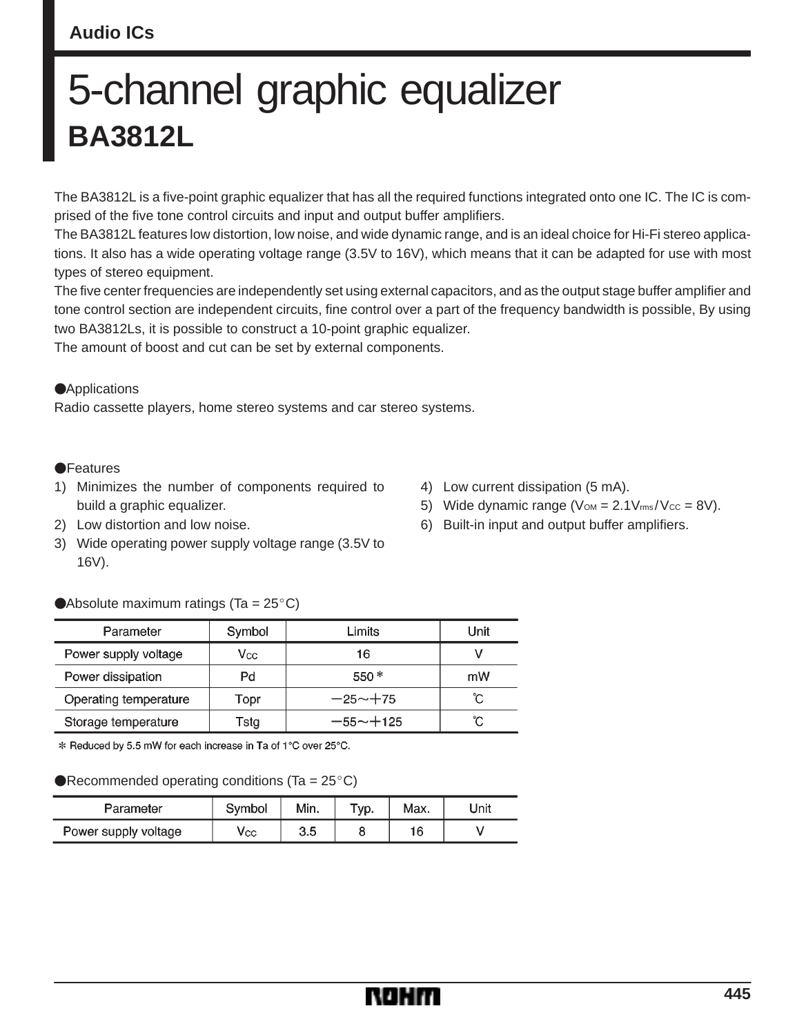Audio ICs

# 5-channel graphic equalizer

## BA3812L

The BA3812L is a five-point graphic equalizer that has all the required functions integrated onto one IC. The IC is comprised of the five tone control circuits and input and output buffer amplifiers.

The BA3812L features low distortion, low noise, and wide dynamic range, and is an ideal choice for Hi-Fi stereo applications. It also has a wide operating voltage range (3.5V to 16V), which means that it can be adapted for use with most types of stereo equipment.

The five center frequencies are independently set using external capacitors, and as the output stage buffer amplifier and tone control section are independent circuits, fine control over a part of the frequency bandwidth is possible, By using two BA3812Ls, it is possible to construct a 10-point graphic equalizer.

The amount of boost and cut can be set by external components.

●Applications

Radio cassette players, home stereo systems and car stereo systems.

●Features

1) Minimizes the number of components required to build a graphic equalizer.
2) Low distortion and low noise.
3) Wide operating power supply voltage range (3.5V to 16V).
4) Low current dissipation (5 mA).
5) Wide dynamic range ($V_{OM}$ = 2.1$V_{rms}$ / $V_{CC}$ = 8V).
6) Built-in input and output buffer amplifiers.

●Absolute maximum ratings (Ta = 25°C)

| Parameter | Symbol | Limits | Unit |
|---|---|---|---|
| Power supply voltage | $V_{CC}$ | 16 | V |
| Power dissipation | Pd | 550 * | mW |
| Operating temperature | Topr | −25～+75 | ℃ |
| Storage temperature | Tstg | −55～+125 | ℃ |

* Reduced by 5.5 mW for each increase in Ta of 1°C over 25°C.

●Recommended operating conditions (Ta = 25°C)

| Parameter | Symbol | Min. | Typ. | Max. | Unit |
|---|---|---|---|---|---|
| Power supply voltage | $V_{CC}$ | 3.5 | 8 | 16 | V |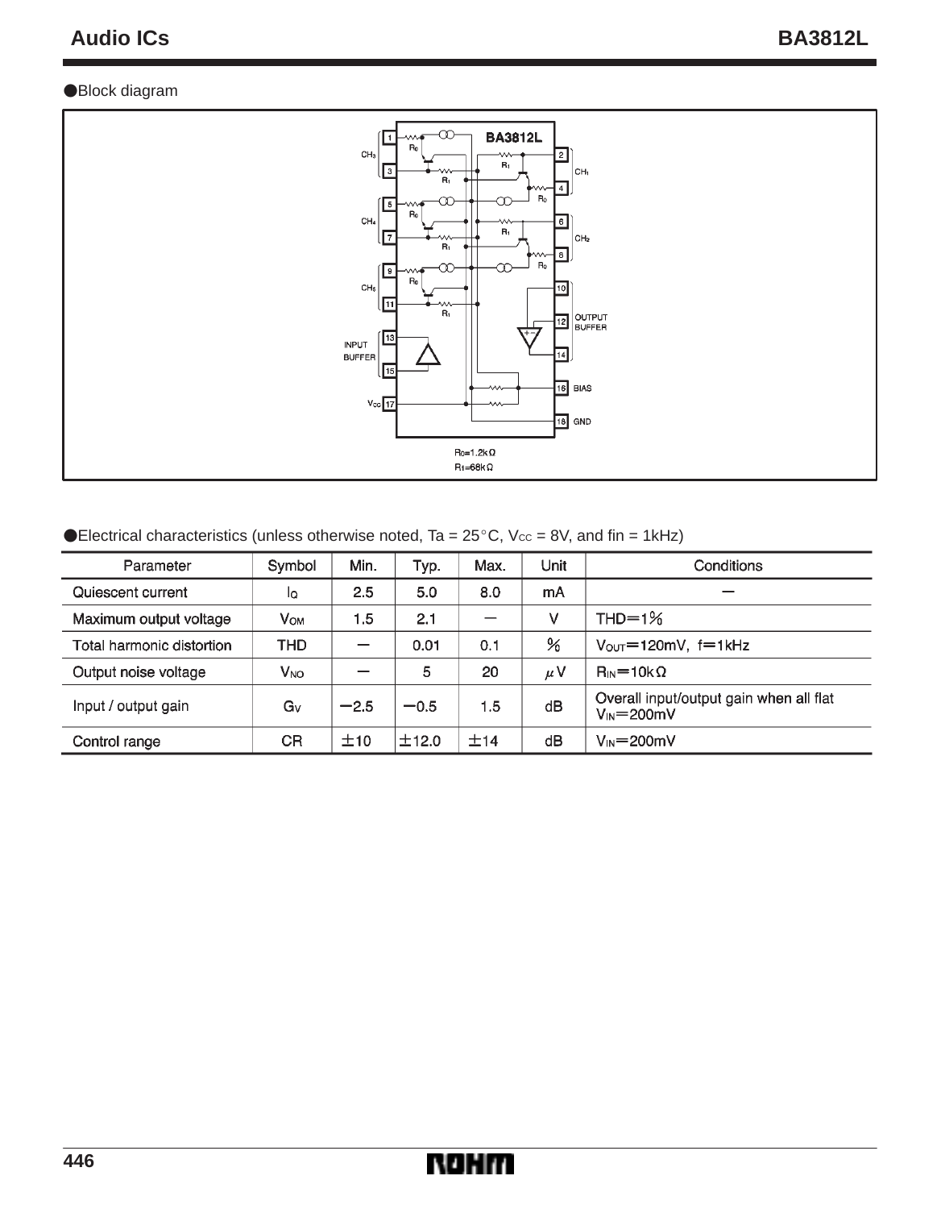●Block diagram

$R_0$=1.2kΩ
$R_1$=68kΩ

●Electrical characteristics (unless otherwise noted, Ta = 25°C, $V_{CC}$ = 8V, and fin = 1kHz)

| Parameter | Symbol | Min. | Typ. | Max. | Unit | Conditions |
|---|---|---|---|---|---|---|
| Quiescent current | $I_Q$ | 2.5 | 5.0 | 8.0 | mA | — |
| Maximum output voltage | $V_{OM}$ | 1.5 | 2.1 | — | V | THD=1% |
| Total harmonic distortion | THD | — | 0.01 | 0.1 | % | $V_{OUT}$=120mV, f=1kHz |
| Output noise voltage | $V_{NO}$ | — | 5 | 20 | μV | $R_{IN}$=10kΩ |
| Input / output gain | $G_V$ | −2.5 | −0.5 | 1.5 | dB | Overall input/output gain when all flat $V_{IN}$=200mV |
| Control range | CR | ±10 | ±12.0 | ±14 | dB | $V_{IN}$=200mV |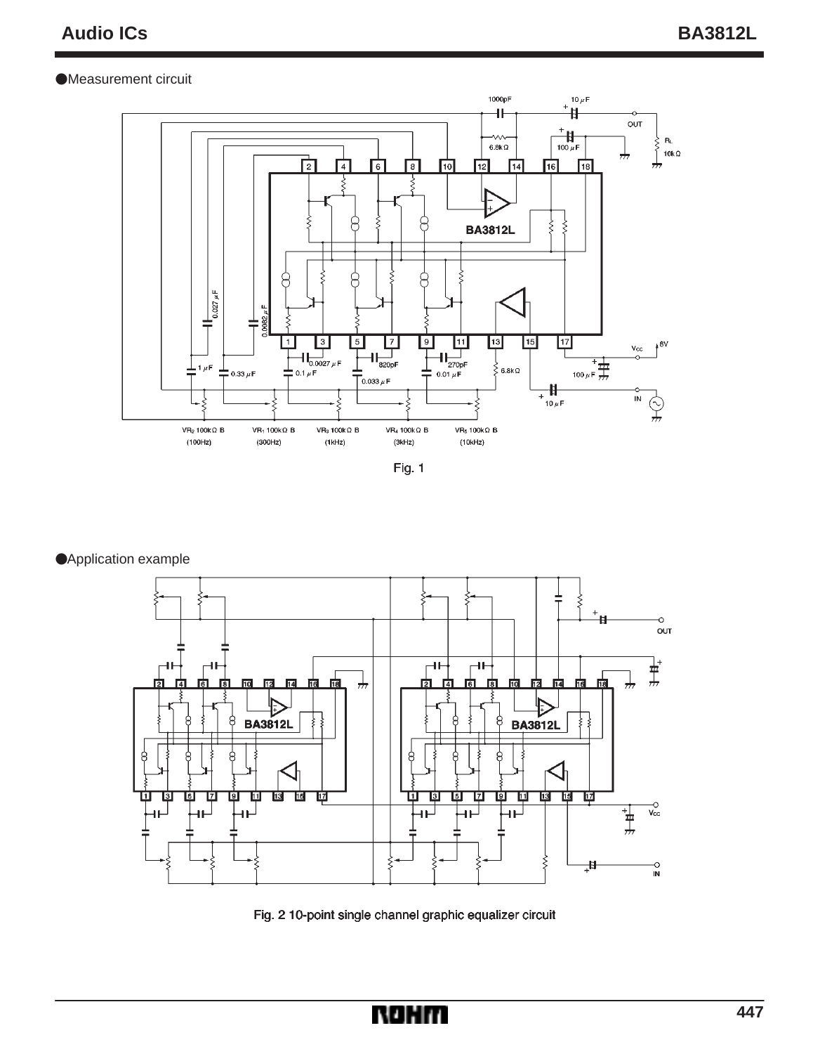## Measurement circuit

Fig. 1

## Application example

Fig. 2 10-point single channel graphic equalizer circuit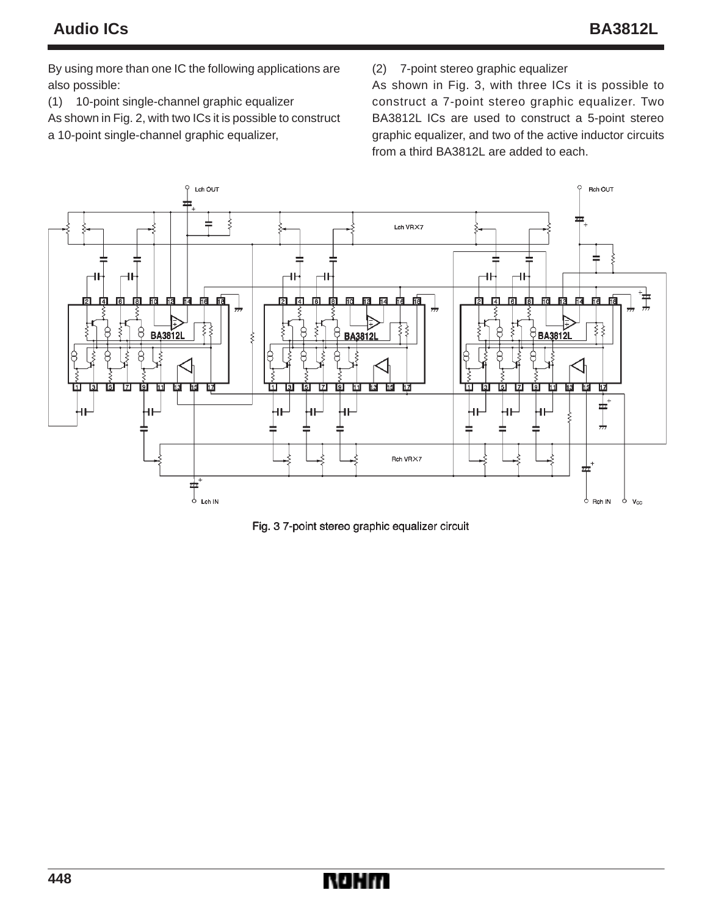By using more than one IC the following applications are also possible:

(1) 10-point single-channel graphic equalizer

As shown in Fig. 2, with two ICs it is possible to construct a 10-point single-channel graphic equalizer,

(2) 7-point stereo graphic equalizer

As shown in Fig. 3, with three ICs it is possible to construct a 7-point stereo graphic equalizer. Two BA3812L ICs are used to construct a 5-point stereo graphic equalizer, and two of the active inductor circuits from a third BA3812L are added to each.

Fig. 3 7-point stereo graphic equalizer circuit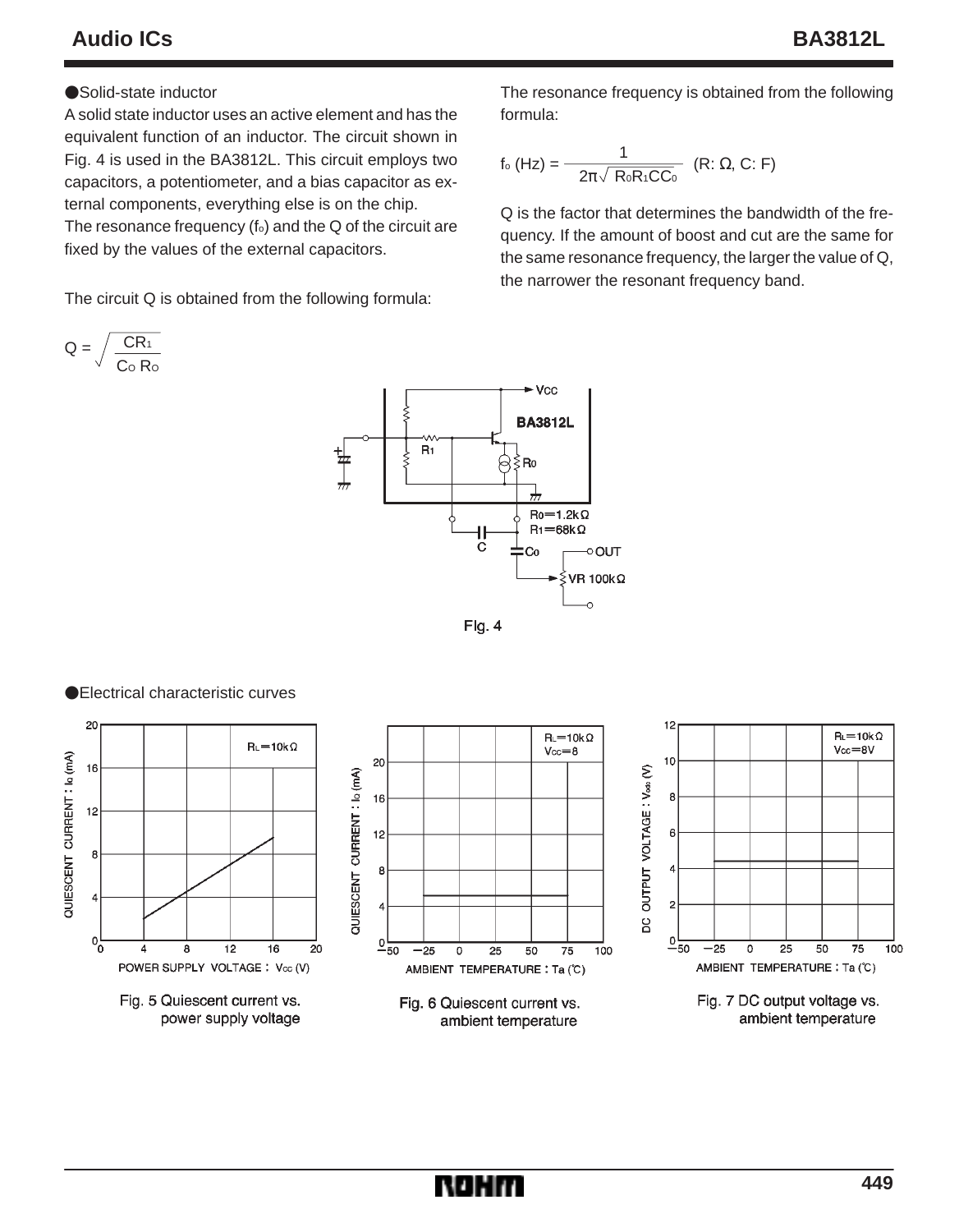● Solid-state inductor

A solid state inductor uses an active element and has the equivalent function of an inductor. The circuit shown in Fig. 4 is used in the BA3812L. This circuit employs two capacitors, a potentiometer, and a bias capacitor as external components, everything else is on the chip.

The resonance frequency ($f_o$) and the Q of the circuit are fixed by the values of the external capacitors.

The circuit Q is obtained from the following formula:

$$Q = \sqrt{\frac{CR_1}{C_O R_O}}$$

The resonance frequency is obtained from the following formula:

$$f_o\,(Hz) = \frac{1}{2\pi\sqrt{R_0 R_1 C C_0}} \quad (R: \Omega,\ C: F)$$

Q is the factor that determines the bandwidth of the frequency. If the amount of boost and cut are the same for the same resonance frequency, the larger the value of Q, the narrower the resonant frequency band.

Fig. 4

● Electrical characteristic curves

Fig. 5 Quiescent current vs. power supply voltage

Fig. 6 Quiescent current vs. ambient temperature

Fig. 7 DC output voltage vs. ambient temperature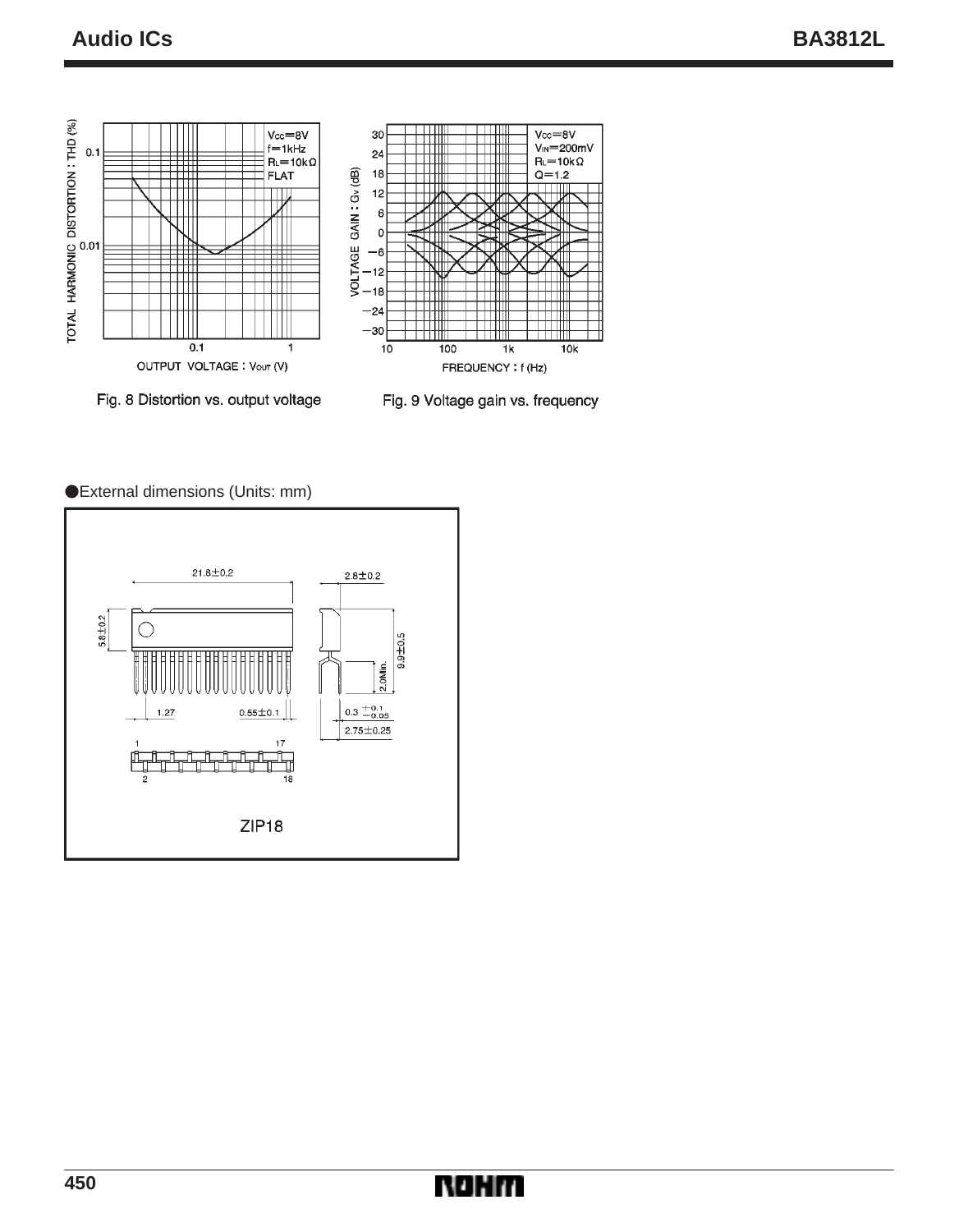TOTAL HARMONIC DISTORTION : THD (%)

0.1

0.01

0.1

1

OUTPUT VOLTAGE : $V_{OUT}$ (V)

$V_{CC}$=8V
f=1kHz
$R_L$=10kΩ
FLAT

Fig. 8 Distortion vs. output voltage

VOLTAGE GAIN : $G_V$ (dB)

30
24
18
12
6
0
−6
−12
−18
−24
−30

10
100
1k
10k

FREQUENCY : f (Hz)

$V_{CC}$=8V
$V_{IN}$=200mV
$R_L$=10kΩ
Q=1.2

Fig. 9 Voltage gain vs. frequency

●External dimensions (Units: mm)

21.8±0.2

2.8±0.2

5.8±0.2

9.9±0.5

2.0Min.

1.27

0.55±0.1

0.3 +0.1 −0.05

2.75±0.25

1
17
2
18

ZIP18